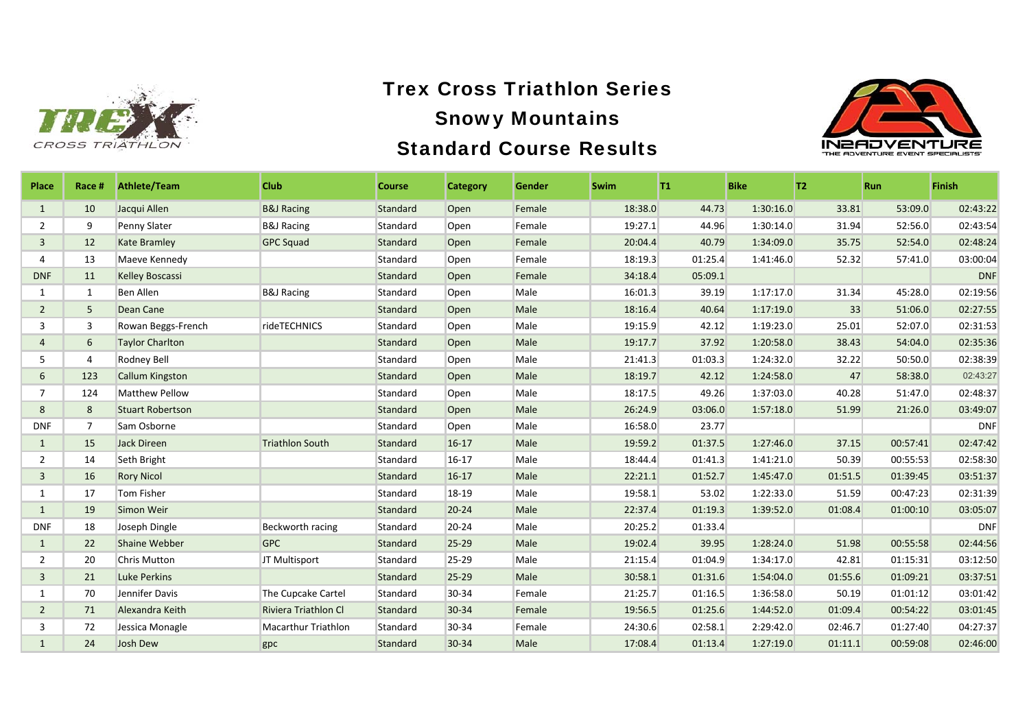# Trex Cross Triathlon Series

## Snowy Mountains

## Standard Course Results

| Place | Race # | Athlete/Team | Club | Course | Category | Gender | Swim | T1 | Bike | T2 | Run | Finish |
|---|---|---|---|---|---|---|---|---|---|---|---|---|
| 1 | 10 | Jacqui Allen | B&J Racing | Standard | Open | Female | 18:38.0 | 44.73 | 1:30:16.0 | 33.81 | 53:09.0 | 02:43:22 |
| 2 | 9 | Penny Slater | B&J Racing | Standard | Open | Female | 19:27.1 | 44.96 | 1:30:14.0 | 31.94 | 52:56.0 | 02:43:54 |
| 3 | 12 | Kate Bramley | GPC Squad | Standard | Open | Female | 20:04.4 | 40.79 | 1:34:09.0 | 35.75 | 52:54.0 | 02:48:24 |
| 4 | 13 | Maeve Kennedy | | Standard | Open | Female | 18:19.3 | 01:25.4 | 1:41:46.0 | 52.32 | 57:41.0 | 03:00:04 |
| DNF | 11 | Kelley Boscassi | | Standard | Open | Female | 34:18.4 | 05:09.1 | | | | DNF |
| 1 | 1 | Ben Allen | B&J Racing | Standard | Open | Male | 16:01.3 | 39.19 | 1:17:17.0 | 31.34 | 45:28.0 | 02:19:56 |
| 2 | 5 | Dean Cane | | Standard | Open | Male | 18:16.4 | 40.64 | 1:17:19.0 | 33 | 51:06.0 | 02:27:55 |
| 3 | 3 | Rowan Beggs-French | rideTECHNICS | Standard | Open | Male | 19:15.9 | 42.12 | 1:19:23.0 | 25.01 | 52:07.0 | 02:31:53 |
| 4 | 6 | Taylor Charlton | | Standard | Open | Male | 19:17.7 | 37.92 | 1:20:58.0 | 38.43 | 54:04.0 | 02:35:36 |
| 5 | 4 | Rodney Bell | | Standard | Open | Male | 21:41.3 | 01:03.3 | 1:24:32.0 | 32.22 | 50:50.0 | 02:38:39 |
| 6 | 123 | Callum Kingston | | Standard | Open | Male | 18:19.7 | 42.12 | 1:24:58.0 | 47 | 58:38.0 | 02:43:27 |
| 7 | 124 | Matthew Pellow | | Standard | Open | Male | 18:17.5 | 49.26 | 1:37:03.0 | 40.28 | 51:47.0 | 02:48:37 |
| 8 | 8 | Stuart Robertson | | Standard | Open | Male | 26:24.9 | 03:06.0 | 1:57:18.0 | 51.99 | 21:26.0 | 03:49:07 |
| DNF | 7 | Sam Osborne | | Standard | Open | Male | 16:58.0 | 23.77 | | | | DNF |
| 1 | 15 | Jack Direen | Triathlon South | Standard | 16-17 | Male | 19:59.2 | 01:37.5 | 1:27:46.0 | 37.15 | 00:57:41 | 02:47:42 |
| 2 | 14 | Seth Bright | | Standard | 16-17 | Male | 18:44.4 | 01:41.3 | 1:41:21.0 | 50.39 | 00:55:53 | 02:58:30 |
| 3 | 16 | Rory Nicol | | Standard | 16-17 | Male | 22:21.1 | 01:52.7 | 1:45:47.0 | 01:51.5 | 01:39:45 | 03:51:37 |
| 1 | 17 | Tom Fisher | | Standard | 18-19 | Male | 19:58.1 | 53.02 | 1:22:33.0 | 51.59 | 00:47:23 | 02:31:39 |
| 1 | 19 | Simon Weir | | Standard | 20-24 | Male | 22:37.4 | 01:19.3 | 1:39:52.0 | 01:08.4 | 01:00:10 | 03:05:07 |
| DNF | 18 | Joseph Dingle | Beckworth racing | Standard | 20-24 | Male | 20:25.2 | 01:33.4 | | | | DNF |
| 1 | 22 | Shaine Webber | GPC | Standard | 25-29 | Male | 19:02.4 | 39.95 | 1:28:24.0 | 51.98 | 00:55:58 | 02:44:56 |
| 2 | 20 | Chris Mutton | JT Multisport | Standard | 25-29 | Male | 21:15.4 | 01:04.9 | 1:34:17.0 | 42.81 | 01:15:31 | 03:12:50 |
| 3 | 21 | Luke Perkins | | Standard | 25-29 | Male | 30:58.1 | 01:31.6 | 1:54:04.0 | 01:55.6 | 01:09:21 | 03:37:51 |
| 1 | 70 | Jennifer Davis | The Cupcake Cartel | Standard | 30-34 | Female | 21:25.7 | 01:16.5 | 1:36:58.0 | 50.19 | 01:01:12 | 03:01:42 |
| 2 | 71 | Alexandra Keith | Riviera Triathlon Cl | Standard | 30-34 | Female | 19:56.5 | 01:25.6 | 1:44:52.0 | 01:09.4 | 00:54:22 | 03:01:45 |
| 3 | 72 | Jessica Monagle | Macarthur Triathlon | Standard | 30-34 | Female | 24:30.6 | 02:58.1 | 2:29:42.0 | 02:46.7 | 01:27:40 | 04:27:37 |
| 1 | 24 | Josh Dew | gpc | Standard | 30-34 | Male | 17:08.4 | 01:13.4 | 1:27:19.0 | 01:11.1 | 00:59:08 | 02:46:00 |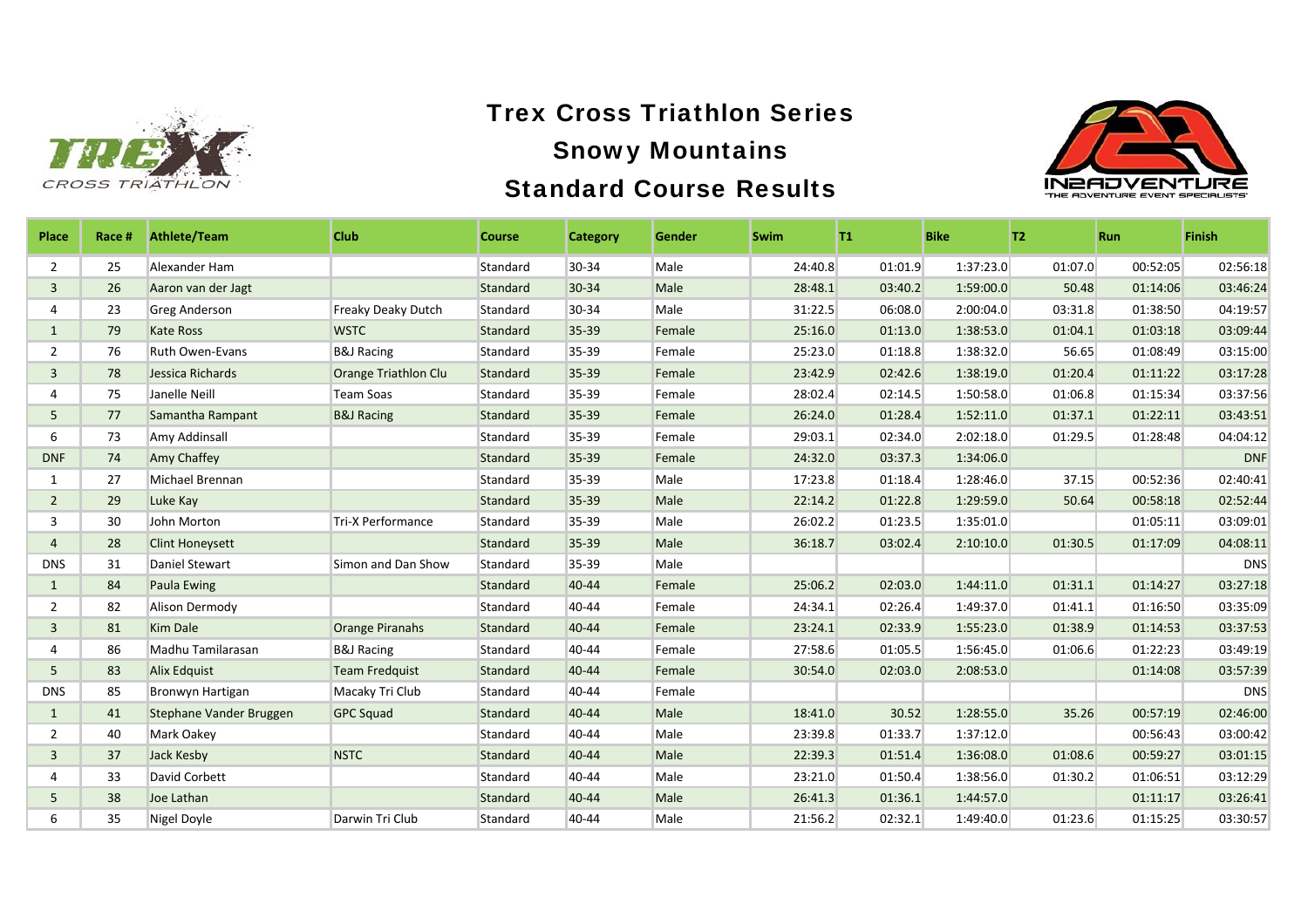# Trex Cross Triathlon Series

## Snowy Mountains

## Standard Course Results

| Place | Race # | Athlete/Team | Club | Course | Category | Gender | Swim | T1 | Bike | T2 | Run | Finish |
|---|---|---|---|---|---|---|---|---|---|---|---|---|
| 2 | 25 | Alexander Ham | | Standard | 30-34 | Male | 24:40.8 | 01:01.9 | 1:37:23.0 | 01:07.0 | 00:52:05 | 02:56:18 |
| 3 | 26 | Aaron van der Jagt | | Standard | 30-34 | Male | 28:48.1 | 03:40.2 | 1:59:00.0 | 50.48 | 01:14:06 | 03:46:24 |
| 4 | 23 | Greg Anderson | Freaky Deaky Dutch | Standard | 30-34 | Male | 31:22.5 | 06:08.0 | 2:00:04.0 | 03:31.8 | 01:38:50 | 04:19:57 |
| 1 | 79 | Kate Ross | WSTC | Standard | 35-39 | Female | 25:16.0 | 01:13.0 | 1:38:53.0 | 01:04.1 | 01:03:18 | 03:09:44 |
| 2 | 76 | Ruth Owen-Evans | B&J Racing | Standard | 35-39 | Female | 25:23.0 | 01:18.8 | 1:38:32.0 | 56.65 | 01:08:49 | 03:15:00 |
| 3 | 78 | Jessica Richards | Orange Triathlon Clu | Standard | 35-39 | Female | 23:42.9 | 02:42.6 | 1:38:19.0 | 01:20.4 | 01:11:22 | 03:17:28 |
| 4 | 75 | Janelle Neill | Team Soas | Standard | 35-39 | Female | 28:02.4 | 02:14.5 | 1:50:58.0 | 01:06.8 | 01:15:34 | 03:37:56 |
| 5 | 77 | Samantha Rampant | B&J Racing | Standard | 35-39 | Female | 26:24.0 | 01:28.4 | 1:52:11.0 | 01:37.1 | 01:22:11 | 03:43:51 |
| 6 | 73 | Amy Addinsall | | Standard | 35-39 | Female | 29:03.1 | 02:34.0 | 2:02:18.0 | 01:29.5 | 01:28:48 | 04:04:12 |
| DNF | 74 | Amy Chaffey | | Standard | 35-39 | Female | 24:32.0 | 03:37.3 | 1:34:06.0 | | | DNF |
| 1 | 27 | Michael Brennan | | Standard | 35-39 | Male | 17:23.8 | 01:18.4 | 1:28:46.0 | 37.15 | 00:52:36 | 02:40:41 |
| 2 | 29 | Luke Kay | | Standard | 35-39 | Male | 22:14.2 | 01:22.8 | 1:29:59.0 | 50.64 | 00:58:18 | 02:52:44 |
| 3 | 30 | John Morton | Tri-X Performance | Standard | 35-39 | Male | 26:02.2 | 01:23.5 | 1:35:01.0 | | 01:05:11 | 03:09:01 |
| 4 | 28 | Clint Honeysett | | Standard | 35-39 | Male | 36:18.7 | 03:02.4 | 2:10:10.0 | 01:30.5 | 01:17:09 | 04:08:11 |
| DNS | 31 | Daniel Stewart | Simon and Dan Show | Standard | 35-39 | Male | | | | | | DNS |
| 1 | 84 | Paula Ewing | | Standard | 40-44 | Female | 25:06.2 | 02:03.0 | 1:44:11.0 | 01:31.1 | 01:14:27 | 03:27:18 |
| 2 | 82 | Alison Dermody | | Standard | 40-44 | Female | 24:34.1 | 02:26.4 | 1:49:37.0 | 01:41.1 | 01:16:50 | 03:35:09 |
| 3 | 81 | Kim Dale | Orange Piranahs | Standard | 40-44 | Female | 23:24.1 | 02:33.9 | 1:55:23.0 | 01:38.9 | 01:14:53 | 03:37:53 |
| 4 | 86 | Madhu Tamilarasan | B&J Racing | Standard | 40-44 | Female | 27:58.6 | 01:05.5 | 1:56:45.0 | 01:06.6 | 01:22:23 | 03:49:19 |
| 5 | 83 | Alix Edquist | Team Fredquist | Standard | 40-44 | Female | 30:54.0 | 02:03.0 | 2:08:53.0 | | 01:14:08 | 03:57:39 |
| DNS | 85 | Bronwyn Hartigan | Macaky Tri Club | Standard | 40-44 | Female | | | | | | DNS |
| 1 | 41 | Stephane Vander Bruggen | GPC Squad | Standard | 40-44 | Male | 18:41.0 | 30.52 | 1:28:55.0 | 35.26 | 00:57:19 | 02:46:00 |
| 2 | 40 | Mark Oakey | | Standard | 40-44 | Male | 23:39.8 | 01:33.7 | 1:37:12.0 | | 00:56:43 | 03:00:42 |
| 3 | 37 | Jack Kesby | NSTC | Standard | 40-44 | Male | 22:39.3 | 01:51.4 | 1:36:08.0 | 01:08.6 | 00:59:27 | 03:01:15 |
| 4 | 33 | David Corbett | | Standard | 40-44 | Male | 23:21.0 | 01:50.4 | 1:38:56.0 | 01:30.2 | 01:06:51 | 03:12:29 |
| 5 | 38 | Joe Lathan | | Standard | 40-44 | Male | 26:41.3 | 01:36.1 | 1:44:57.0 | | 01:11:17 | 03:26:41 |
| 6 | 35 | Nigel Doyle | Darwin Tri Club | Standard | 40-44 | Male | 21:56.2 | 02:32.1 | 1:49:40.0 | 01:23.6 | 01:15:25 | 03:30:57 |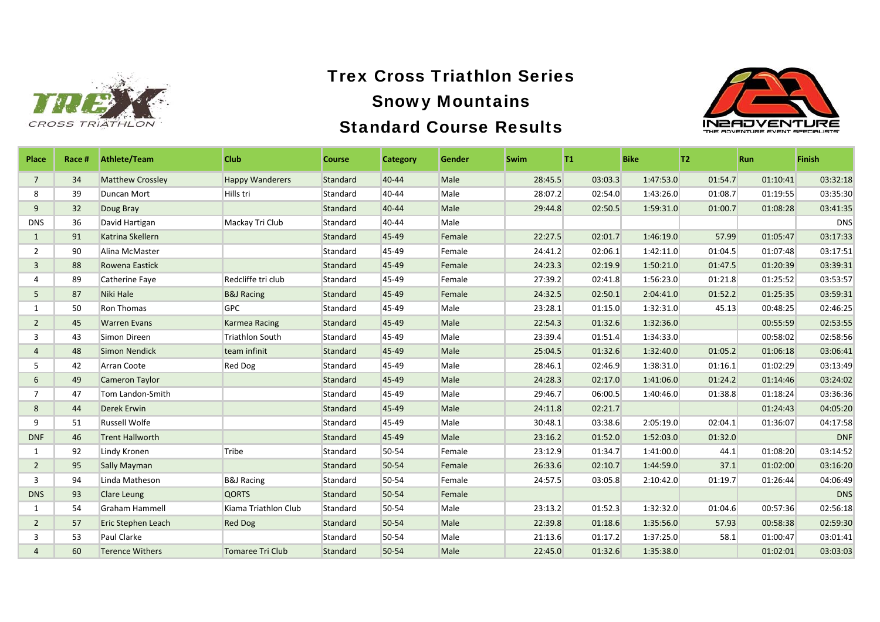# Trex Cross Triathlon Series

## Snowy Mountains

## Standard Course Results

| Place | Race # | Athlete/Team | Club | Course | Category | Gender | Swim | T1 | Bike | T2 | Run | Finish |
|---|---|---|---|---|---|---|---|---|---|---|---|---|
| 7 | 34 | Matthew Crossley | Happy Wanderers | Standard | 40-44 | Male | 28:45.5 | 03:03.3 | 1:47:53.0 | 01:54.7 | 01:10:41 | 03:32:18 |
| 8 | 39 | Duncan Mort | Hills tri | Standard | 40-44 | Male | 28:07.2 | 02:54.0 | 1:43:26.0 | 01:08.7 | 01:19:55 | 03:35:30 |
| 9 | 32 | Doug Bray | | Standard | 40-44 | Male | 29:44.8 | 02:50.5 | 1:59:31.0 | 01:00.7 | 01:08:28 | 03:41:35 |
| DNS | 36 | David Hartigan | Mackay Tri Club | Standard | 40-44 | Male | | | | | | DNS |
| 1 | 91 | Katrina Skellern | | Standard | 45-49 | Female | 22:27.5 | 02:01.7 | 1:46:19.0 | 57.99 | 01:05:47 | 03:17:33 |
| 2 | 90 | Alina McMaster | | Standard | 45-49 | Female | 24:41.2 | 02:06.1 | 1:42:11.0 | 01:04.5 | 01:07:48 | 03:17:51 |
| 3 | 88 | Rowena Eastick | | Standard | 45-49 | Female | 24:23.3 | 02:19.9 | 1:50:21.0 | 01:47.5 | 01:20:39 | 03:39:31 |
| 4 | 89 | Catherine Faye | Redcliffe tri club | Standard | 45-49 | Female | 27:39.2 | 02:41.8 | 1:56:23.0 | 01:21.8 | 01:25:52 | 03:53:57 |
| 5 | 87 | Niki Hale | B&J Racing | Standard | 45-49 | Female | 24:32.5 | 02:50.1 | 2:04:41.0 | 01:52.2 | 01:25:35 | 03:59:31 |
| 1 | 50 | Ron Thomas | GPC | Standard | 45-49 | Male | 23:28.1 | 01:15.0 | 1:32:31.0 | 45.13 | 00:48:25 | 02:46:25 |
| 2 | 45 | Warren Evans | Karmea Racing | Standard | 45-49 | Male | 22:54.3 | 01:32.6 | 1:32:36.0 | | 00:55:59 | 02:53:55 |
| 3 | 43 | Simon Direen | Triathlon South | Standard | 45-49 | Male | 23:39.4 | 01:51.4 | 1:34:33.0 | | 00:58:02 | 02:58:56 |
| 4 | 48 | Simon Nendick | team infinit | Standard | 45-49 | Male | 25:04.5 | 01:32.6 | 1:32:40.0 | 01:05.2 | 01:06:18 | 03:06:41 |
| 5 | 42 | Arran Coote | Red Dog | Standard | 45-49 | Male | 28:46.1 | 02:46.9 | 1:38:31.0 | 01:16.1 | 01:02:29 | 03:13:49 |
| 6 | 49 | Cameron Taylor | | Standard | 45-49 | Male | 24:28.3 | 02:17.0 | 1:41:06.0 | 01:24.2 | 01:14:46 | 03:24:02 |
| 7 | 47 | Tom Landon-Smith | | Standard | 45-49 | Male | 29:46.7 | 06:00.5 | 1:40:46.0 | 01:38.8 | 01:18:24 | 03:36:36 |
| 8 | 44 | Derek Erwin | | Standard | 45-49 | Male | 24:11.8 | 02:21.7 | | | 01:24:43 | 04:05:20 |
| 9 | 51 | Russell Wolfe | | Standard | 45-49 | Male | 30:48.1 | 03:38.6 | 2:05:19.0 | 02:04.1 | 01:36:07 | 04:17:58 |
| DNF | 46 | Trent Hallworth | | Standard | 45-49 | Male | 23:16.2 | 01:52.0 | 1:52:03.0 | 01:32.0 | | DNF |
| 1 | 92 | Lindy Kronen | Tribe | Standard | 50-54 | Female | 23:12.9 | 01:34.7 | 1:41:00.0 | 44.1 | 01:08:20 | 03:14:52 |
| 2 | 95 | Sally Mayman | | Standard | 50-54 | Female | 26:33.6 | 02:10.7 | 1:44:59.0 | 37.1 | 01:02:00 | 03:16:20 |
| 3 | 94 | Linda Matheson | B&J Racing | Standard | 50-54 | Female | 24:57.5 | 03:05.8 | 2:10:42.0 | 01:19.7 | 01:26:44 | 04:06:49 |
| DNS | 93 | Clare Leung | QORTS | Standard | 50-54 | Female | | | | | | DNS |
| 1 | 54 | Graham Hammell | Kiama Triathlon Club | Standard | 50-54 | Male | 23:13.2 | 01:52.3 | 1:32:32.0 | 01:04.6 | 00:57:36 | 02:56:18 |
| 2 | 57 | Eric Stephen Leach | Red Dog | Standard | 50-54 | Male | 22:39.8 | 01:18.6 | 1:35:56.0 | 57.93 | 00:58:38 | 02:59:30 |
| 3 | 53 | Paul Clarke | | Standard | 50-54 | Male | 21:13.6 | 01:17.2 | 1:37:25.0 | 58.1 | 01:00:47 | 03:01:41 |
| 4 | 60 | Terence Withers | Tomaree Tri Club | Standard | 50-54 | Male | 22:45.0 | 01:32.6 | 1:35:38.0 | | 01:02:01 | 03:03:03 |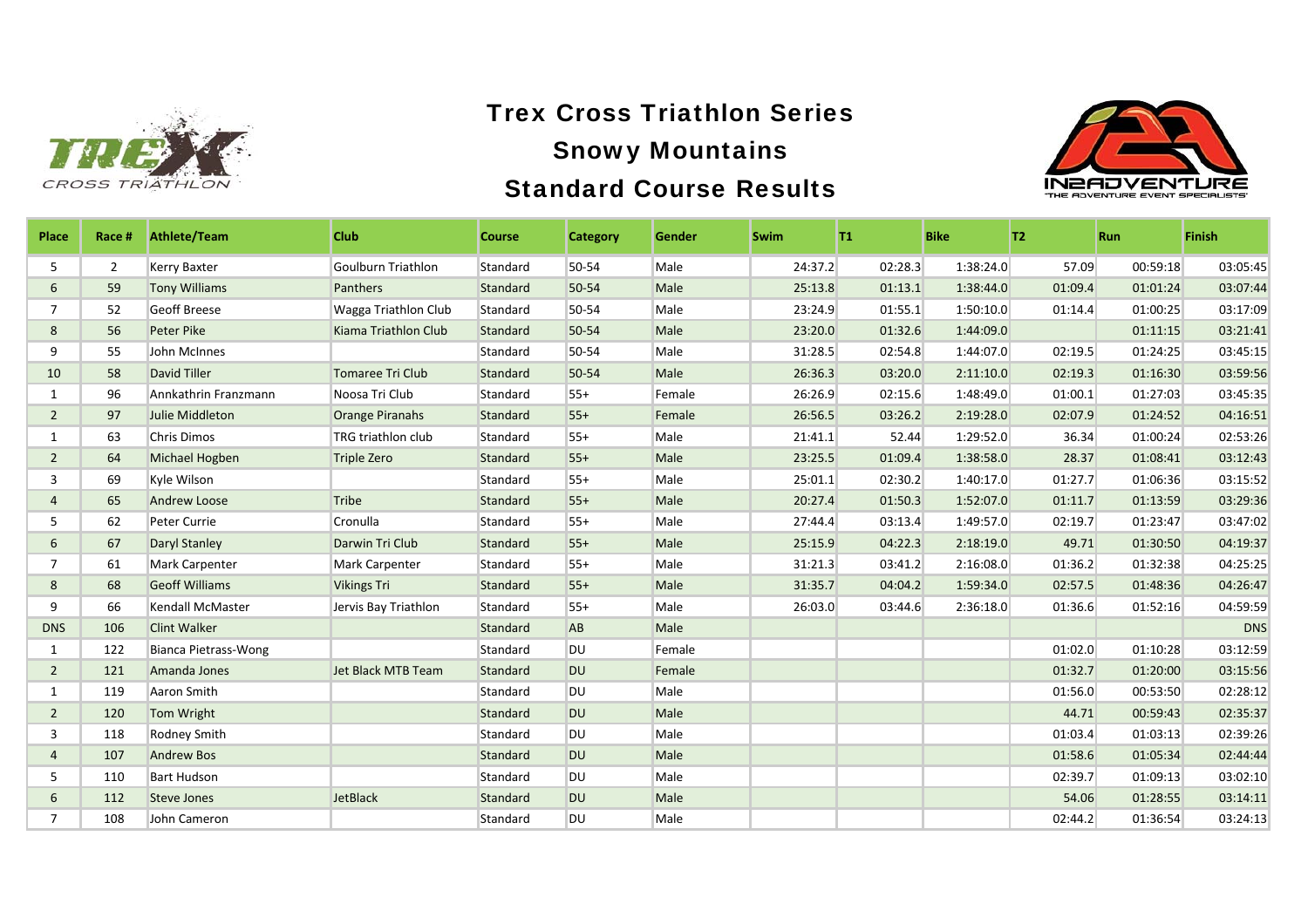# Trex Cross Triathlon Series

## Snowy Mountains

## Standard Course Results

| Place | Race # | Athlete/Team | Club | Course | Category | Gender | Swim | T1 | Bike | T2 | Run | Finish |
|---|---|---|---|---|---|---|---|---|---|---|---|---|
| 5 | 2 | Kerry Baxter | Goulburn Triathlon | Standard | 50-54 | Male | 24:37.2 | 02:28.3 | 1:38:24.0 | 57.09 | 00:59:18 | 03:05:45 |
| 6 | 59 | Tony Williams | Panthers | Standard | 50-54 | Male | 25:13.8 | 01:13.1 | 1:38:44.0 | 01:09.4 | 01:01:24 | 03:07:44 |
| 7 | 52 | Geoff Breese | Wagga Triathlon Club | Standard | 50-54 | Male | 23:24.9 | 01:55.1 | 1:50:10.0 | 01:14.4 | 01:00:25 | 03:17:09 |
| 8 | 56 | Peter Pike | Kiama Triathlon Club | Standard | 50-54 | Male | 23:20.0 | 01:32.6 | 1:44:09.0 | | 01:11:15 | 03:21:41 |
| 9 | 55 | John McInnes | | Standard | 50-54 | Male | 31:28.5 | 02:54.8 | 1:44:07.0 | 02:19.5 | 01:24:25 | 03:45:15 |
| 10 | 58 | David Tiller | Tomaree Tri Club | Standard | 50-54 | Male | 26:36.3 | 03:20.0 | 2:11:10.0 | 02:19.3 | 01:16:30 | 03:59:56 |
| 1 | 96 | Annkathrin Franzmann | Noosa Tri Club | Standard | 55+ | Female | 26:26.9 | 02:15.6 | 1:48:49.0 | 01:00.1 | 01:27:03 | 03:45:35 |
| 2 | 97 | Julie Middleton | Orange Piranahs | Standard | 55+ | Female | 26:56.5 | 03:26.2 | 2:19:28.0 | 02:07.9 | 01:24:52 | 04:16:51 |
| 1 | 63 | Chris Dimos | TRG triathlon club | Standard | 55+ | Male | 21:41.1 | 52.44 | 1:29:52.0 | 36.34 | 01:00:24 | 02:53:26 |
| 2 | 64 | Michael Hogben | Triple Zero | Standard | 55+ | Male | 23:25.5 | 01:09.4 | 1:38:58.0 | 28.37 | 01:08:41 | 03:12:43 |
| 3 | 69 | Kyle Wilson | | Standard | 55+ | Male | 25:01.1 | 02:30.2 | 1:40:17.0 | 01:27.7 | 01:06:36 | 03:15:52 |
| 4 | 65 | Andrew Loose | Tribe | Standard | 55+ | Male | 20:27.4 | 01:50.3 | 1:52:07.0 | 01:11.7 | 01:13:59 | 03:29:36 |
| 5 | 62 | Peter Currie | Cronulla | Standard | 55+ | Male | 27:44.4 | 03:13.4 | 1:49:57.0 | 02:19.7 | 01:23:47 | 03:47:02 |
| 6 | 67 | Daryl Stanley | Darwin Tri Club | Standard | 55+ | Male | 25:15.9 | 04:22.3 | 2:18:19.0 | 49.71 | 01:30:50 | 04:19:37 |
| 7 | 61 | Mark Carpenter | Mark Carpenter | Standard | 55+ | Male | 31:21.3 | 03:41.2 | 2:16:08.0 | 01:36.2 | 01:32:38 | 04:25:25 |
| 8 | 68 | Geoff Williams | Vikings Tri | Standard | 55+ | Male | 31:35.7 | 04:04.2 | 1:59:34.0 | 02:57.5 | 01:48:36 | 04:26:47 |
| 9 | 66 | Kendall McMaster | Jervis Bay Triathlon | Standard | 55+ | Male | 26:03.0 | 03:44.6 | 2:36:18.0 | 01:36.6 | 01:52:16 | 04:59:59 |
| DNS | 106 | Clint Walker | | Standard | AB | Male | | | | | | DNS |
| 1 | 122 | Bianca Pietrass-Wong | | Standard | DU | Female | | | | 01:02.0 | 01:10:28 | 03:12:59 |
| 2 | 121 | Amanda Jones | Jet Black MTB Team | Standard | DU | Female | | | | 01:32.7 | 01:20:00 | 03:15:56 |
| 1 | 119 | Aaron Smith | | Standard | DU | Male | | | | 01:56.0 | 00:53:50 | 02:28:12 |
| 2 | 120 | Tom Wright | | Standard | DU | Male | | | | 44.71 | 00:59:43 | 02:35:37 |
| 3 | 118 | Rodney Smith | | Standard | DU | Male | | | | 01:03.4 | 01:03:13 | 02:39:26 |
| 4 | 107 | Andrew Bos | | Standard | DU | Male | | | | 01:58.6 | 01:05:34 | 02:44:44 |
| 5 | 110 | Bart Hudson | | Standard | DU | Male | | | | 02:39.7 | 01:09:13 | 03:02:10 |
| 6 | 112 | Steve Jones | JetBlack | Standard | DU | Male | | | | 54.06 | 01:28:55 | 03:14:11 |
| 7 | 108 | John Cameron | | Standard | DU | Male | | | | 02:44.2 | 01:36:54 | 03:24:13 |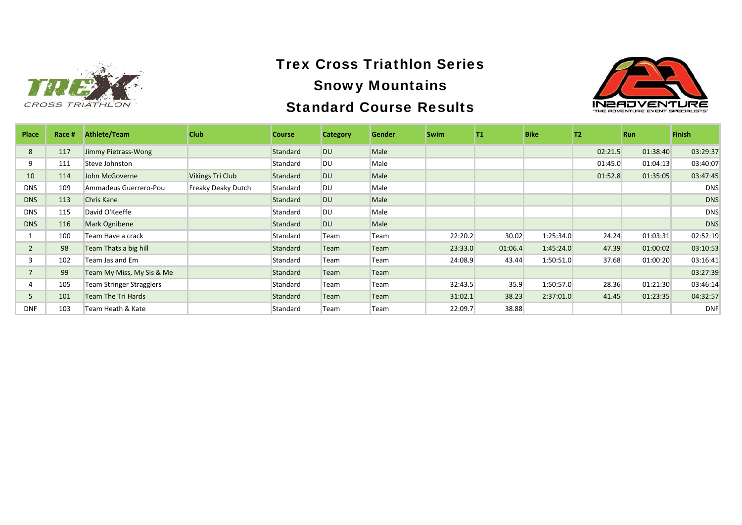# Trex Cross Triathlon Series

## Snowy Mountains

## Standard Course Results

| Place | Race # | Athlete/Team | Club | Course | Category | Gender | Swim | T1 | Bike | T2 | Run | Finish |
|---|---|---|---|---|---|---|---|---|---|---|---|---|
| 8 | 117 | Jimmy Pietrass-Wong | | Standard | DU | Male | | | | 02:21.5 | 01:38:40 | 03:29:37 |
| 9 | 111 | Steve Johnston | | Standard | DU | Male | | | | 01:45.0 | 01:04:13 | 03:40:07 |
| 10 | 114 | John McGoverne | Vikings Tri Club | Standard | DU | Male | | | | 01:52.8 | 01:35:05 | 03:47:45 |
| DNS | 109 | Ammadeus Guerrero-Pou | Freaky Deaky Dutch | Standard | DU | Male | | | | | | DNS |
| DNS | 113 | Chris Kane | | Standard | DU | Male | | | | | | DNS |
| DNS | 115 | David O'Keeffe | | Standard | DU | Male | | | | | | DNS |
| DNS | 116 | Mark Ognibene | | Standard | DU | Male | | | | | | DNS |
| 1 | 100 | Team Have a crack | | Standard | Team | Team | 22:20.2 | 30.02 | 1:25:34.0 | 24.24 | 01:03:31 | 02:52:19 |
| 2 | 98 | Team Thats a big hill | | Standard | Team | Team | 23:33.0 | 01:06.4 | 1:45:24.0 | 47.39 | 01:00:02 | 03:10:53 |
| 3 | 102 | Team Jas and Em | | Standard | Team | Team | 24:08.9 | 43.44 | 1:50:51.0 | 37.68 | 01:00:20 | 03:16:41 |
| 7 | 99 | Team My Miss, My Sis & Me | | Standard | Team | Team | | | | | | 03:27:39 |
| 4 | 105 | Team Stringer Stragglers | | Standard | Team | Team | 32:43.5 | 35.9 | 1:50:57.0 | 28.36 | 01:21:30 | 03:46:14 |
| 5 | 101 | Team The Tri Hards | | Standard | Team | Team | 31:02.1 | 38.23 | 2:37:01.0 | 41.45 | 01:23:35 | 04:32:57 |
| DNF | 103 | Team Heath & Kate | | Standard | Team | Team | 22:09.7 | 38.88 | | | | DNF |